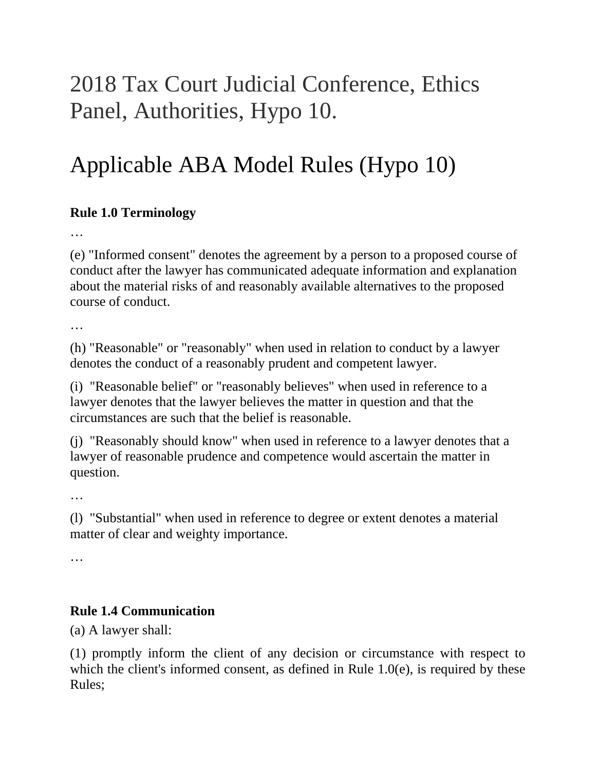# 2018 Tax Court Judicial Conference, Ethics Panel, Authorities, Hypo 10.

# Applicable ABA Model Rules (Hypo 10)

**Rule 1.0 Terminology**

…

(e) "Informed consent" denotes the agreement by a person to a proposed course of conduct after the lawyer has communicated adequate information and explanation about the material risks of and reasonably available alternatives to the proposed course of conduct.

…

(h) "Reasonable" or "reasonably" when used in relation to conduct by a lawyer denotes the conduct of a reasonably prudent and competent lawyer.

(i) "Reasonable belief" or "reasonably believes" when used in reference to a lawyer denotes that the lawyer believes the matter in question and that the circumstances are such that the belief is reasonable.

(j) "Reasonably should know" when used in reference to a lawyer denotes that a lawyer of reasonable prudence and competence would ascertain the matter in question.

…

(l) "Substantial" when used in reference to degree or extent denotes a material matter of clear and weighty importance.

…

**Rule 1.4 Communication**

(a) A lawyer shall:

(1) promptly inform the client of any decision or circumstance with respect to which the client's informed consent, as defined in Rule 1.0(e), is required by these Rules;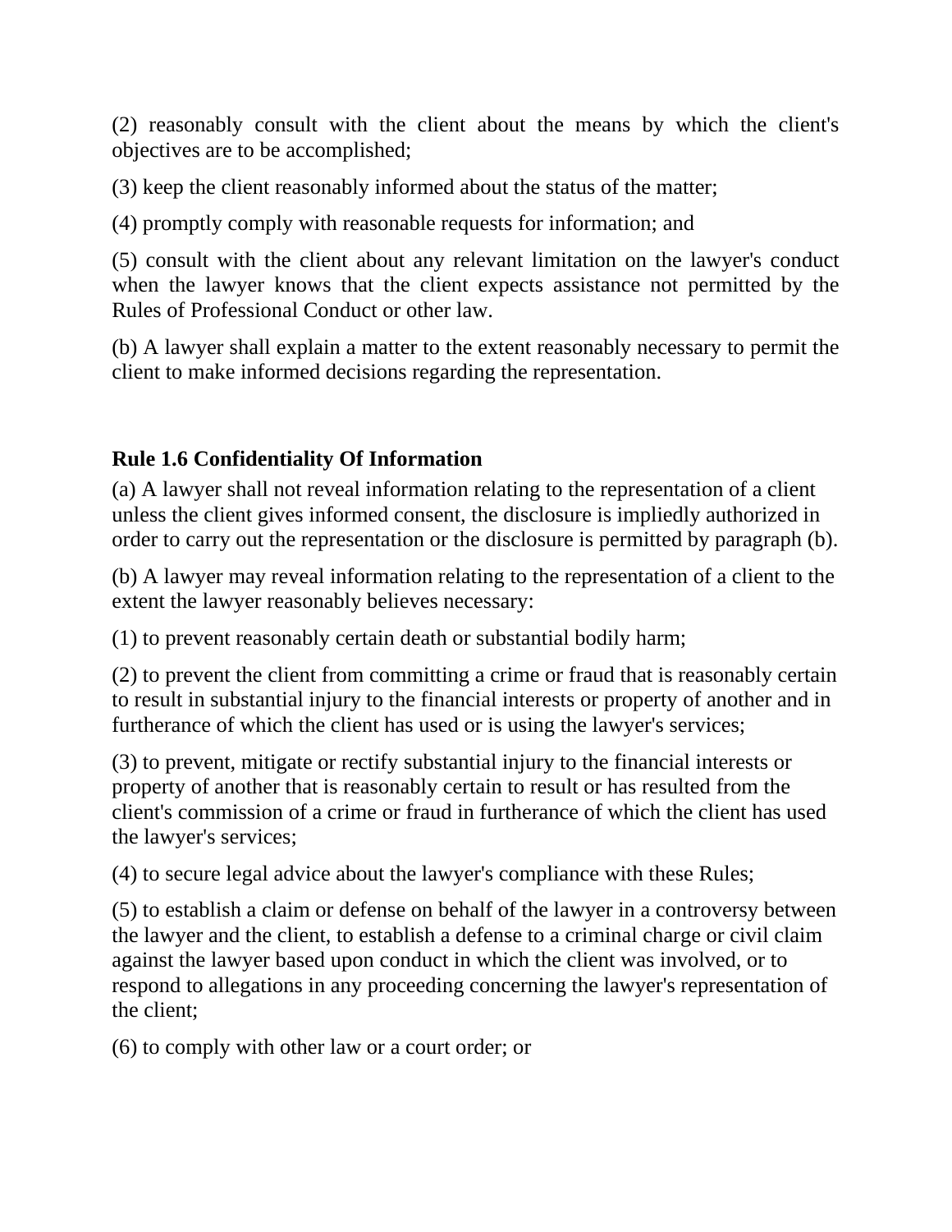(2) reasonably consult with the client about the means by which the client's objectives are to be accomplished;

(3) keep the client reasonably informed about the status of the matter;

(4) promptly comply with reasonable requests for information; and

(5) consult with the client about any relevant limitation on the lawyer's conduct when the lawyer knows that the client expects assistance not permitted by the Rules of Professional Conduct or other law.

(b) A lawyer shall explain a matter to the extent reasonably necessary to permit the client to make informed decisions regarding the representation.

**Rule 1.6 Confidentiality Of Information**

(a) A lawyer shall not reveal information relating to the representation of a client unless the client gives informed consent, the disclosure is impliedly authorized in order to carry out the representation or the disclosure is permitted by paragraph (b).

(b) A lawyer may reveal information relating to the representation of a client to the extent the lawyer reasonably believes necessary:

(1) to prevent reasonably certain death or substantial bodily harm;

(2) to prevent the client from committing a crime or fraud that is reasonably certain to result in substantial injury to the financial interests or property of another and in furtherance of which the client has used or is using the lawyer's services;

(3) to prevent, mitigate or rectify substantial injury to the financial interests or property of another that is reasonably certain to result or has resulted from the client's commission of a crime or fraud in furtherance of which the client has used the lawyer's services;

(4) to secure legal advice about the lawyer's compliance with these Rules;

(5) to establish a claim or defense on behalf of the lawyer in a controversy between the lawyer and the client, to establish a defense to a criminal charge or civil claim against the lawyer based upon conduct in which the client was involved, or to respond to allegations in any proceeding concerning the lawyer's representation of the client;

(6) to comply with other law or a court order; or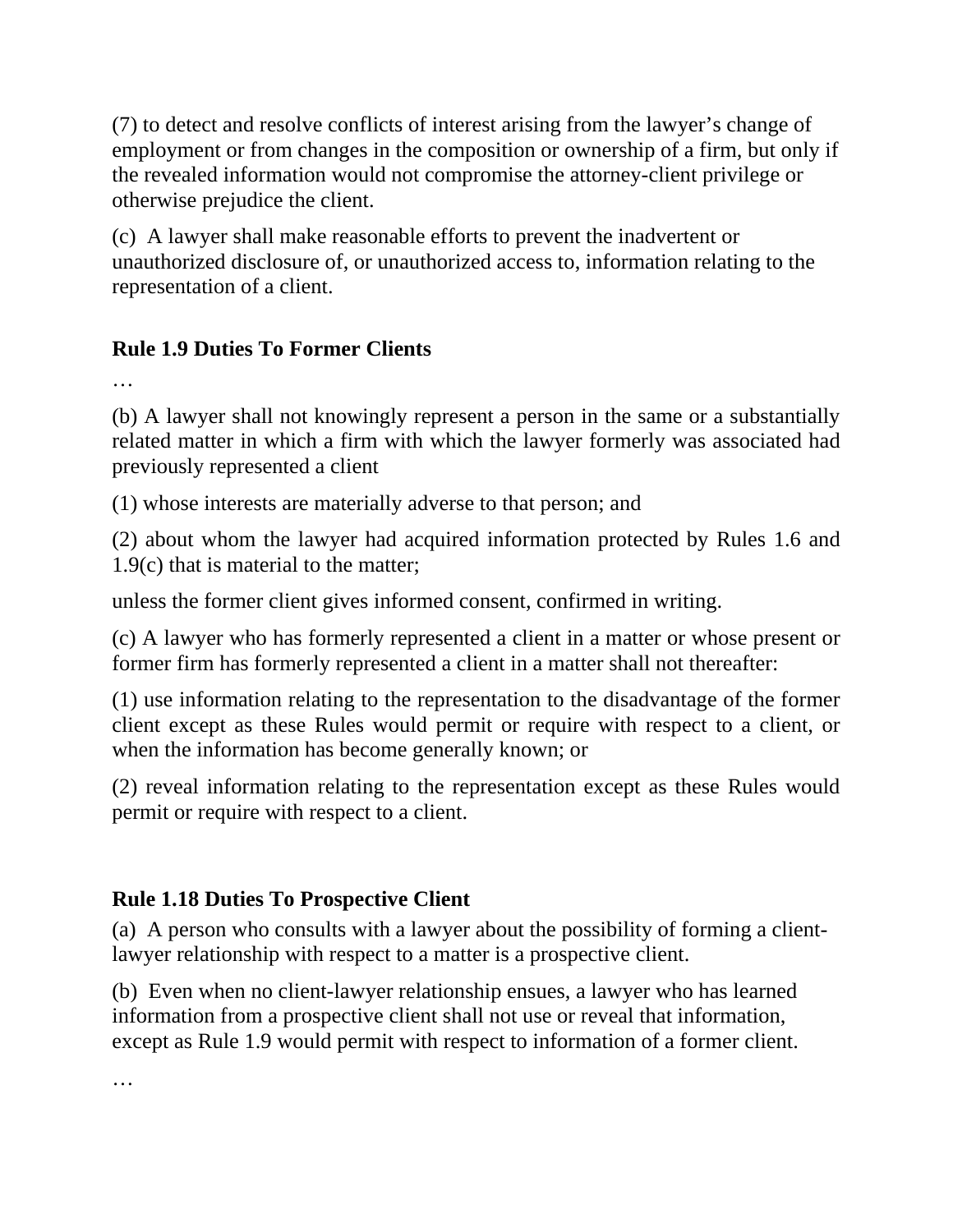(7) to detect and resolve conflicts of interest arising from the lawyer's change of employment or from changes in the composition or ownership of a firm, but only if the revealed information would not compromise the attorney-client privilege or otherwise prejudice the client.

(c) A lawyer shall make reasonable efforts to prevent the inadvertent or unauthorized disclosure of, or unauthorized access to, information relating to the representation of a client.

**Rule 1.9 Duties To Former Clients**

…

(b) A lawyer shall not knowingly represent a person in the same or a substantially related matter in which a firm with which the lawyer formerly was associated had previously represented a client

(1) whose interests are materially adverse to that person; and

(2) about whom the lawyer had acquired information protected by Rules 1.6 and 1.9(c) that is material to the matter;

unless the former client gives informed consent, confirmed in writing.

(c) A lawyer who has formerly represented a client in a matter or whose present or former firm has formerly represented a client in a matter shall not thereafter:

(1) use information relating to the representation to the disadvantage of the former client except as these Rules would permit or require with respect to a client, or when the information has become generally known; or

(2) reveal information relating to the representation except as these Rules would permit or require with respect to a client.

**Rule 1.18 Duties To Prospective Client**

(a) A person who consults with a lawyer about the possibility of forming a client-lawyer relationship with respect to a matter is a prospective client.

(b) Even when no client-lawyer relationship ensues, a lawyer who has learned information from a prospective client shall not use or reveal that information, except as Rule 1.9 would permit with respect to information of a former client.

…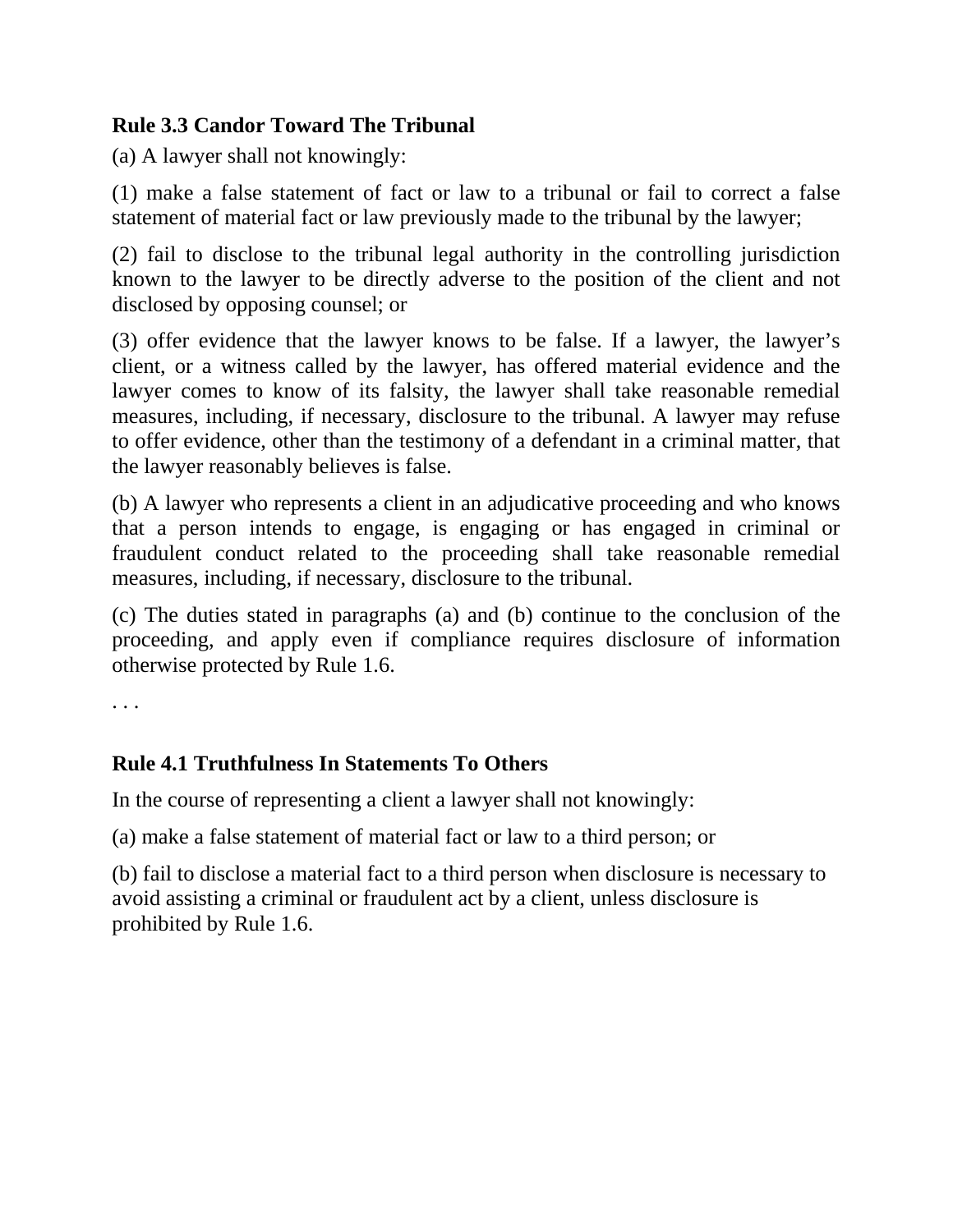**Rule 3.3 Candor Toward The Tribunal**

(a) A lawyer shall not knowingly:

(1) make a false statement of fact or law to a tribunal or fail to correct a false statement of material fact or law previously made to the tribunal by the lawyer;

(2) fail to disclose to the tribunal legal authority in the controlling jurisdiction known to the lawyer to be directly adverse to the position of the client and not disclosed by opposing counsel; or

(3) offer evidence that the lawyer knows to be false. If a lawyer, the lawyer's client, or a witness called by the lawyer, has offered material evidence and the lawyer comes to know of its falsity, the lawyer shall take reasonable remedial measures, including, if necessary, disclosure to the tribunal. A lawyer may refuse to offer evidence, other than the testimony of a defendant in a criminal matter, that the lawyer reasonably believes is false.

(b) A lawyer who represents a client in an adjudicative proceeding and who knows that a person intends to engage, is engaging or has engaged in criminal or fraudulent conduct related to the proceeding shall take reasonable remedial measures, including, if necessary, disclosure to the tribunal.

(c) The duties stated in paragraphs (a) and (b) continue to the conclusion of the proceeding, and apply even if compliance requires disclosure of information otherwise protected by Rule 1.6.

. . .

**Rule 4.1 Truthfulness In Statements To Others**

In the course of representing a client a lawyer shall not knowingly:

(a) make a false statement of material fact or law to a third person; or

(b) fail to disclose a material fact to a third person when disclosure is necessary to avoid assisting a criminal or fraudulent act by a client, unless disclosure is prohibited by Rule 1.6.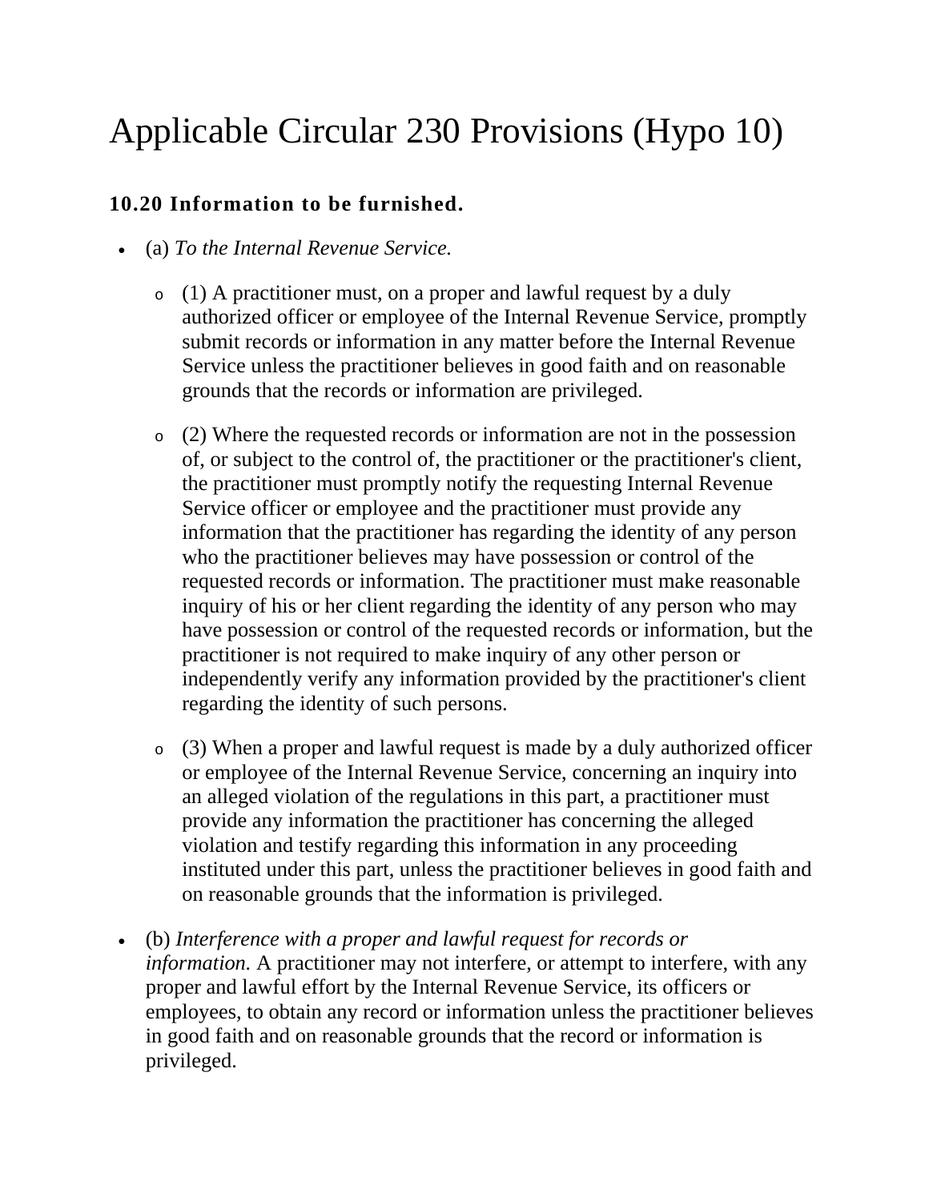# Applicable Circular 230 Provisions (Hypo 10)

### 10.20 Information to be furnished.

- (a) *To the Internal Revenue Service.*
  - (1) A practitioner must, on a proper and lawful request by a duly authorized officer or employee of the Internal Revenue Service, promptly submit records or information in any matter before the Internal Revenue Service unless the practitioner believes in good faith and on reasonable grounds that the records or information are privileged.
  - (2) Where the requested records or information are not in the possession of, or subject to the control of, the practitioner or the practitioner's client, the practitioner must promptly notify the requesting Internal Revenue Service officer or employee and the practitioner must provide any information that the practitioner has regarding the identity of any person who the practitioner believes may have possession or control of the requested records or information. The practitioner must make reasonable inquiry of his or her client regarding the identity of any person who may have possession or control of the requested records or information, but the practitioner is not required to make inquiry of any other person or independently verify any information provided by the practitioner's client regarding the identity of such persons.
  - (3) When a proper and lawful request is made by a duly authorized officer or employee of the Internal Revenue Service, concerning an inquiry into an alleged violation of the regulations in this part, a practitioner must provide any information the practitioner has concerning the alleged violation and testify regarding this information in any proceeding instituted under this part, unless the practitioner believes in good faith and on reasonable grounds that the information is privileged.
- (b) *Interference with a proper and lawful request for records or information.* A practitioner may not interfere, or attempt to interfere, with any proper and lawful effort by the Internal Revenue Service, its officers or employees, to obtain any record or information unless the practitioner believes in good faith and on reasonable grounds that the record or information is privileged.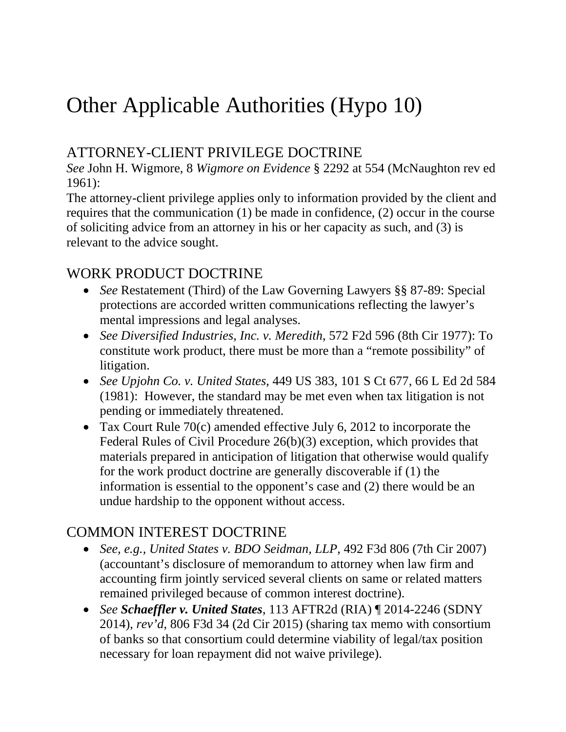# Other Applicable Authorities (Hypo 10)

## ATTORNEY-CLIENT PRIVILEGE DOCTRINE

*See* John H. Wigmore, 8 *Wigmore on Evidence* § 2292 at 554 (McNaughton rev ed 1961):

The attorney-client privilege applies only to information provided by the client and requires that the communication (1) be made in confidence, (2) occur in the course of soliciting advice from an attorney in his or her capacity as such, and (3) is relevant to the advice sought.

## WORK PRODUCT DOCTRINE

- *See* Restatement (Third) of the Law Governing Lawyers §§ 87-89: Special protections are accorded written communications reflecting the lawyer's mental impressions and legal analyses.
- *See Diversified Industries, Inc. v. Meredith*, 572 F2d 596 (8th Cir 1977): To constitute work product, there must be more than a "remote possibility" of litigation.
- *See Upjohn Co. v. United States*, 449 US 383, 101 S Ct 677, 66 L Ed 2d 584 (1981): However, the standard may be met even when tax litigation is not pending or immediately threatened.
- Tax Court Rule 70(c) amended effective July 6, 2012 to incorporate the Federal Rules of Civil Procedure 26(b)(3) exception, which provides that materials prepared in anticipation of litigation that otherwise would qualify for the work product doctrine are generally discoverable if (1) the information is essential to the opponent's case and (2) there would be an undue hardship to the opponent without access.

## COMMON INTEREST DOCTRINE

- *See, e.g., United States v. BDO Seidman, LLP*, 492 F3d 806 (7th Cir 2007) (accountant's disclosure of memorandum to attorney when law firm and accounting firm jointly serviced several clients on same or related matters remained privileged because of common interest doctrine).
- *See* ***Schaeffler v. United States***, 113 AFTR2d (RIA) ¶ 2014-2246 (SDNY 2014), *rev'd*, 806 F3d 34 (2d Cir 2015) (sharing tax memo with consortium of banks so that consortium could determine viability of legal/tax position necessary for loan repayment did not waive privilege).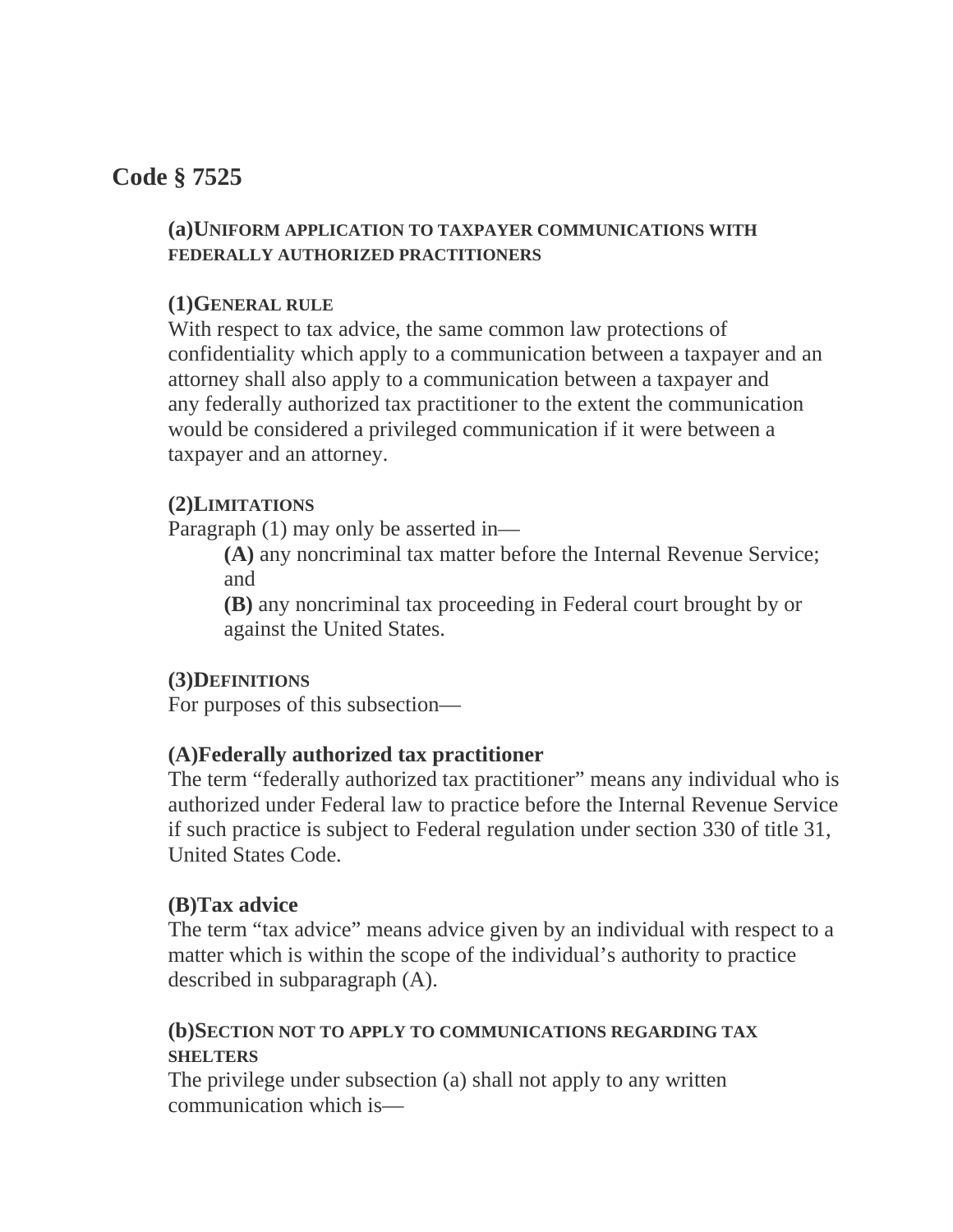## Code § 7525

### (a) Uniform application to taxpayer communications with federally authorized practitioners

#### (1) General rule

With respect to tax advice, the same common law protections of confidentiality which apply to a communication between a taxpayer and an attorney shall also apply to a communication between a taxpayer and any federally authorized tax practitioner to the extent the communication would be considered a privileged communication if it were between a taxpayer and an attorney.

#### (2) Limitations

Paragraph (1) may only be asserted in—

- **(A)** any noncriminal tax matter before the Internal Revenue Service; and
- **(B)** any noncriminal tax proceeding in Federal court brought by or against the United States.

#### (3) Definitions

For purposes of this subsection—

**(A) Federally authorized tax practitioner**

The term "federally authorized tax practitioner" means any individual who is authorized under Federal law to practice before the Internal Revenue Service if such practice is subject to Federal regulation under section 330 of title 31, United States Code.

**(B) Tax advice**

The term "tax advice" means advice given by an individual with respect to a matter which is within the scope of the individual's authority to practice described in subparagraph (A).

### (b) Section not to apply to communications regarding tax shelters

The privilege under subsection (a) shall not apply to any written communication which is—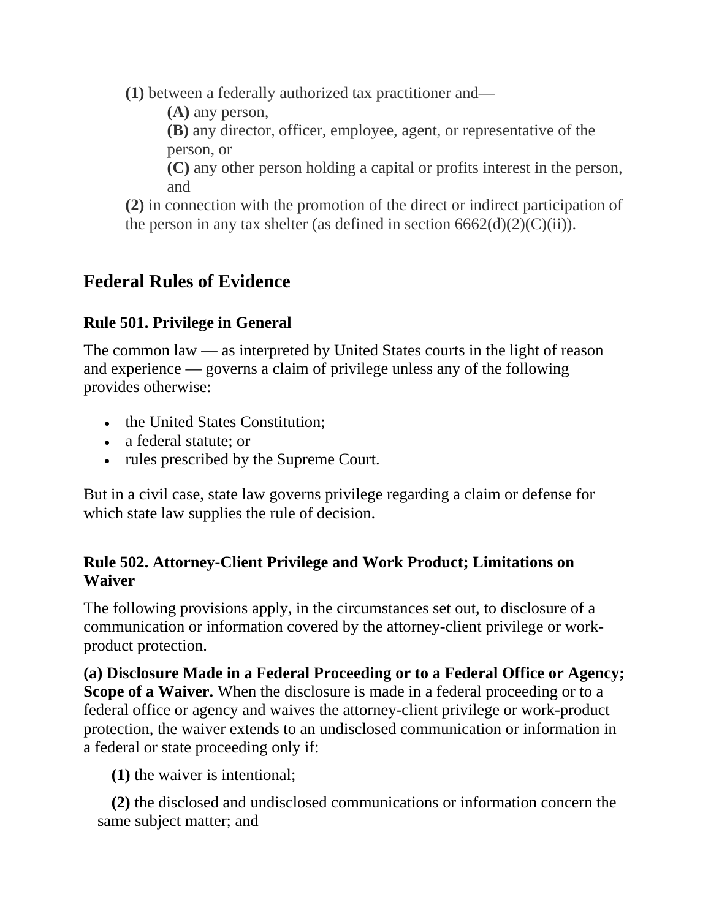**(1)** between a federally authorized tax practitioner and—

> **(A)** any person,
>
> **(B)** any director, officer, employee, agent, or representative of the person, or
>
> **(C)** any other person holding a capital or profits interest in the person, and

**(2)** in connection with the promotion of the direct or indirect participation of the person in any tax shelter (as defined in section 6662(d)(2)(C)(ii)).

## Federal Rules of Evidence

### Rule 501. Privilege in General

The common law — as interpreted by United States courts in the light of reason and experience — governs a claim of privilege unless any of the following provides otherwise:

- the United States Constitution;
- a federal statute; or
- rules prescribed by the Supreme Court.

But in a civil case, state law governs privilege regarding a claim or defense for which state law supplies the rule of decision.

### Rule 502. Attorney-Client Privilege and Work Product; Limitations on Waiver

The following provisions apply, in the circumstances set out, to disclosure of a communication or information covered by the attorney-client privilege or work-product protection.

**(a) Disclosure Made in a Federal Proceeding or to a Federal Office or Agency; Scope of a Waiver.** When the disclosure is made in a federal proceeding or to a federal office or agency and waives the attorney-client privilege or work-product protection, the waiver extends to an undisclosed communication or information in a federal or state proceeding only if:

**(1)** the waiver is intentional;

**(2)** the disclosed and undisclosed communications or information concern the same subject matter; and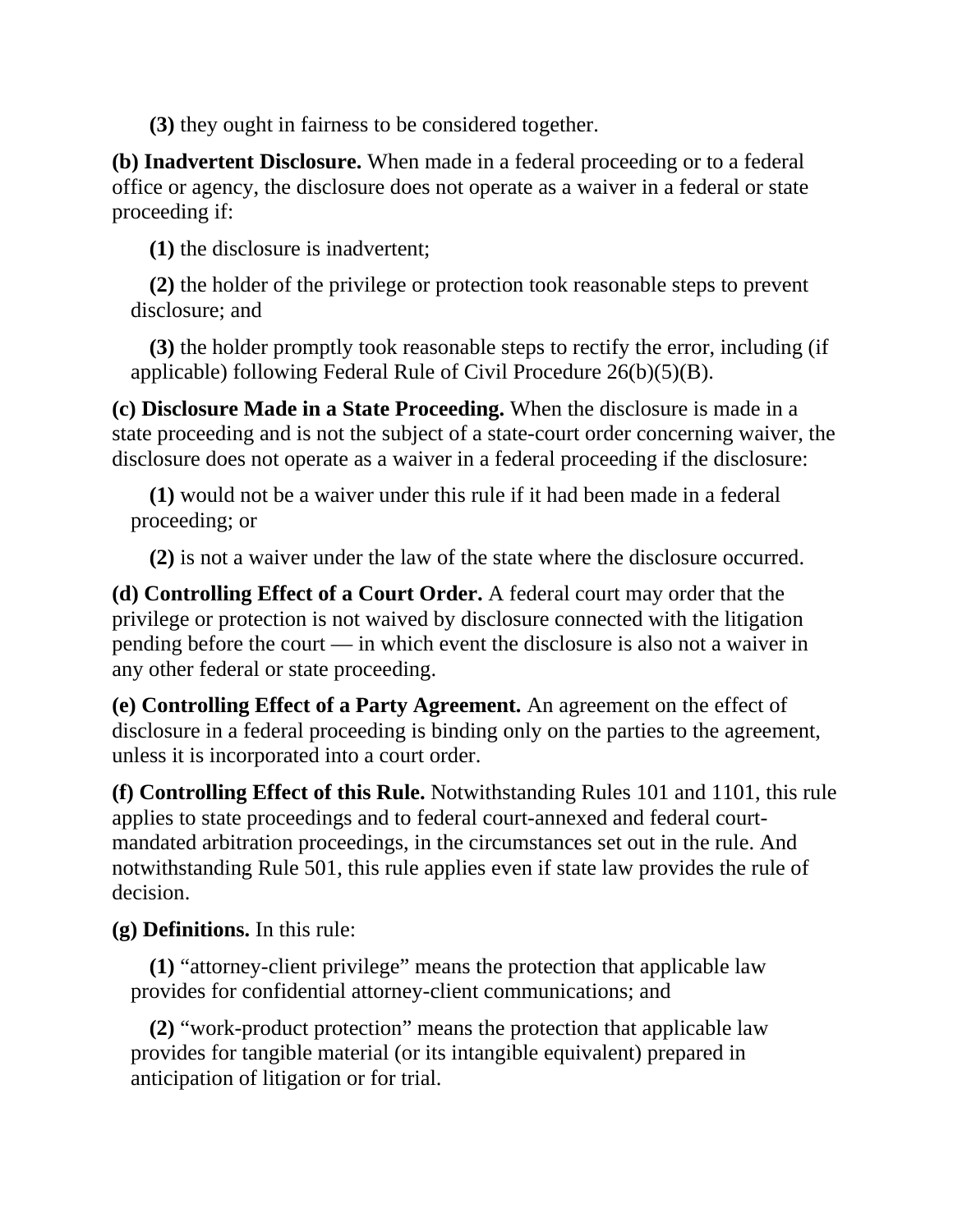**(3)** they ought in fairness to be considered together.

**(b) Inadvertent Disclosure.** When made in a federal proceeding or to a federal office or agency, the disclosure does not operate as a waiver in a federal or state proceeding if:

**(1)** the disclosure is inadvertent;

**(2)** the holder of the privilege or protection took reasonable steps to prevent disclosure; and

**(3)** the holder promptly took reasonable steps to rectify the error, including (if applicable) following Federal Rule of Civil Procedure 26(b)(5)(B).

**(c) Disclosure Made in a State Proceeding.** When the disclosure is made in a state proceeding and is not the subject of a state-court order concerning waiver, the disclosure does not operate as a waiver in a federal proceeding if the disclosure:

**(1)** would not be a waiver under this rule if it had been made in a federal proceeding; or

**(2)** is not a waiver under the law of the state where the disclosure occurred.

**(d) Controlling Effect of a Court Order.** A federal court may order that the privilege or protection is not waived by disclosure connected with the litigation pending before the court — in which event the disclosure is also not a waiver in any other federal or state proceeding.

**(e) Controlling Effect of a Party Agreement.** An agreement on the effect of disclosure in a federal proceeding is binding only on the parties to the agreement, unless it is incorporated into a court order.

**(f) Controlling Effect of this Rule.** Notwithstanding Rules 101 and 1101, this rule applies to state proceedings and to federal court-annexed and federal court-mandated arbitration proceedings, in the circumstances set out in the rule. And notwithstanding Rule 501, this rule applies even if state law provides the rule of decision.

**(g) Definitions.** In this rule:

**(1)** "attorney-client privilege" means the protection that applicable law provides for confidential attorney-client communications; and

**(2)** "work-product protection" means the protection that applicable law provides for tangible material (or its intangible equivalent) prepared in anticipation of litigation or for trial.